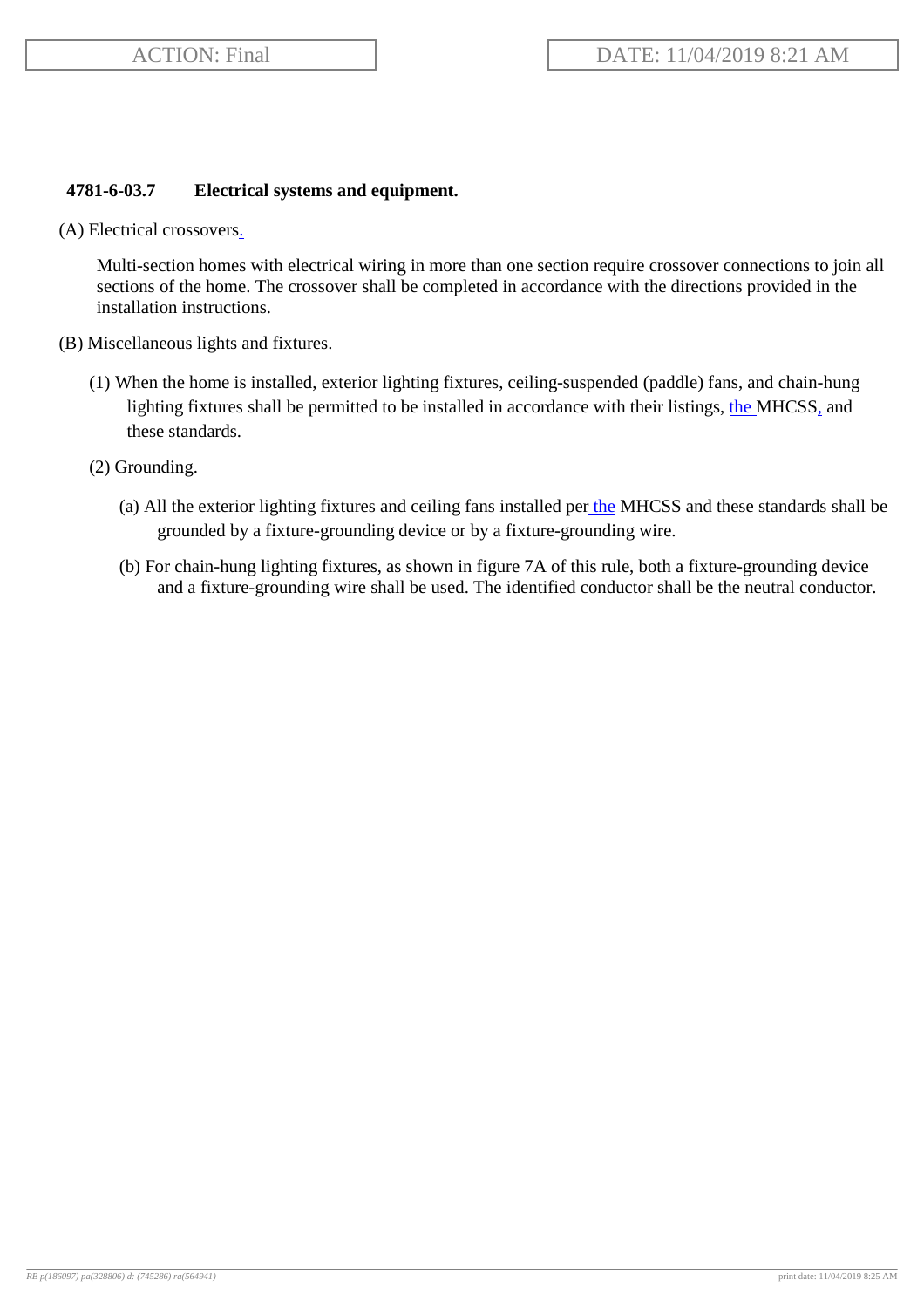ACTION: Final

DATE: 11/04/2019 8:21 AM

**4781-6-03.7 Electrical systems and equipment.**

(A) Electrical crossovers.

Multi-section homes with electrical wiring in more than one section require crossover connections to join all sections of the home. The crossover shall be completed in accordance with the directions provided in the installation instructions.

(B) Miscellaneous lights and fixtures.

(1) When the home is installed, exterior lighting fixtures, ceiling-suspended (paddle) fans, and chain-hung lighting fixtures shall be permitted to be installed in accordance with their listings, the MHCSS, and these standards.

(2) Grounding.

(a) All the exterior lighting fixtures and ceiling fans installed per the MHCSS and these standards shall be grounded by a fixture-grounding device or by a fixture-grounding wire.

(b) For chain-hung lighting fixtures, as shown in figure 7A of this rule, both a fixture-grounding device and a fixture-grounding wire shall be used. The identified conductor shall be the neutral conductor.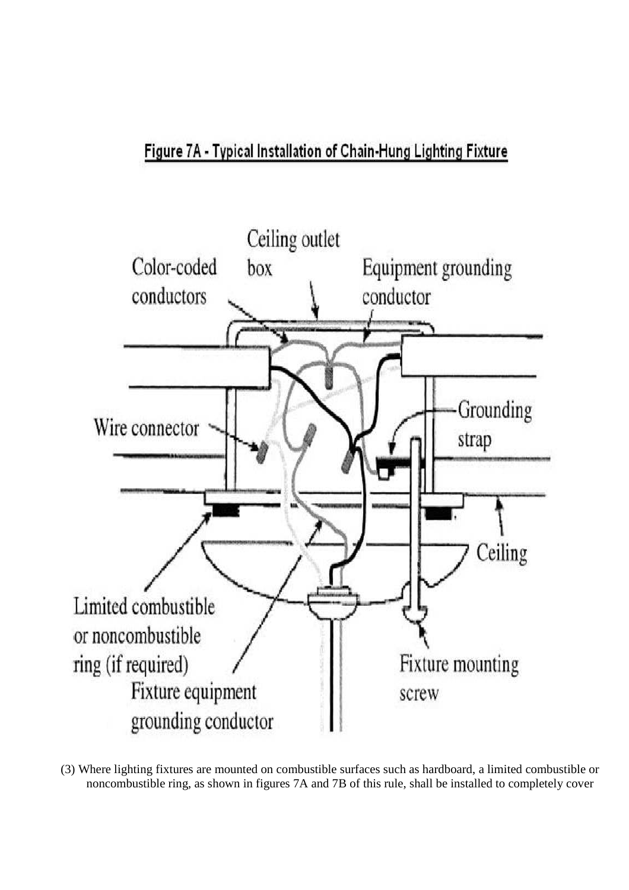Figure 7A - Typical Installation of Chain-Hung Lighting Fixture

Ceiling outlet box

Color-coded conductors

Equipment grounding conductor

Wire connector

Grounding strap

Ceiling

Limited combustible or noncombustible ring (if required)

Fixture equipment grounding conductor

Fixture mounting screw

(3) Where lighting fixtures are mounted on combustible surfaces such as hardboard, a limited combustible or noncombustible ring, as shown in figures 7A and 7B of this rule, shall be installed to completely cover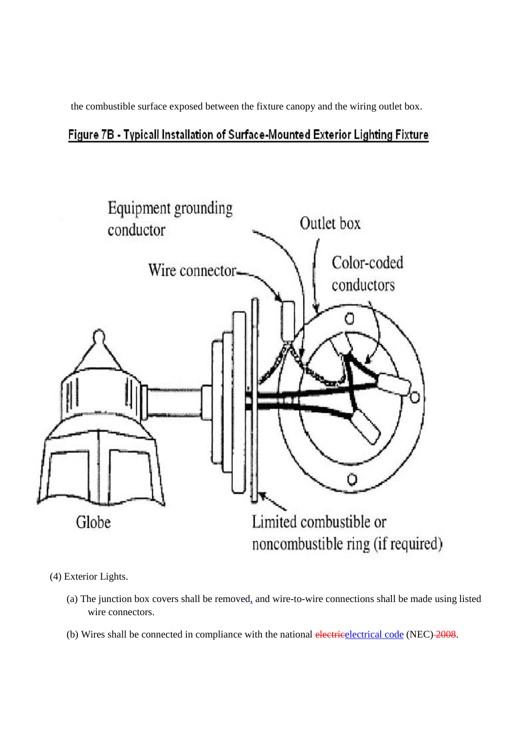the combustible surface exposed between the fixture canopy and the wiring outlet box.

**Figure 7B - Typicall Installation of Surface-Mounted Exterior Lighting Fixture**

Equipment grounding conductor

Outlet box

Wire connector

Color-coded conductors

Globe

Limited combustible or noncombustible ring (if required)

(4) Exterior Lights.

(a) The junction box covers shall be removed, and wire-to-wire connections shall be made using listed wire connectors.

(b) Wires shall be connected in compliance with the national ~~electric~~electrical code (NEC) ~~2008~~.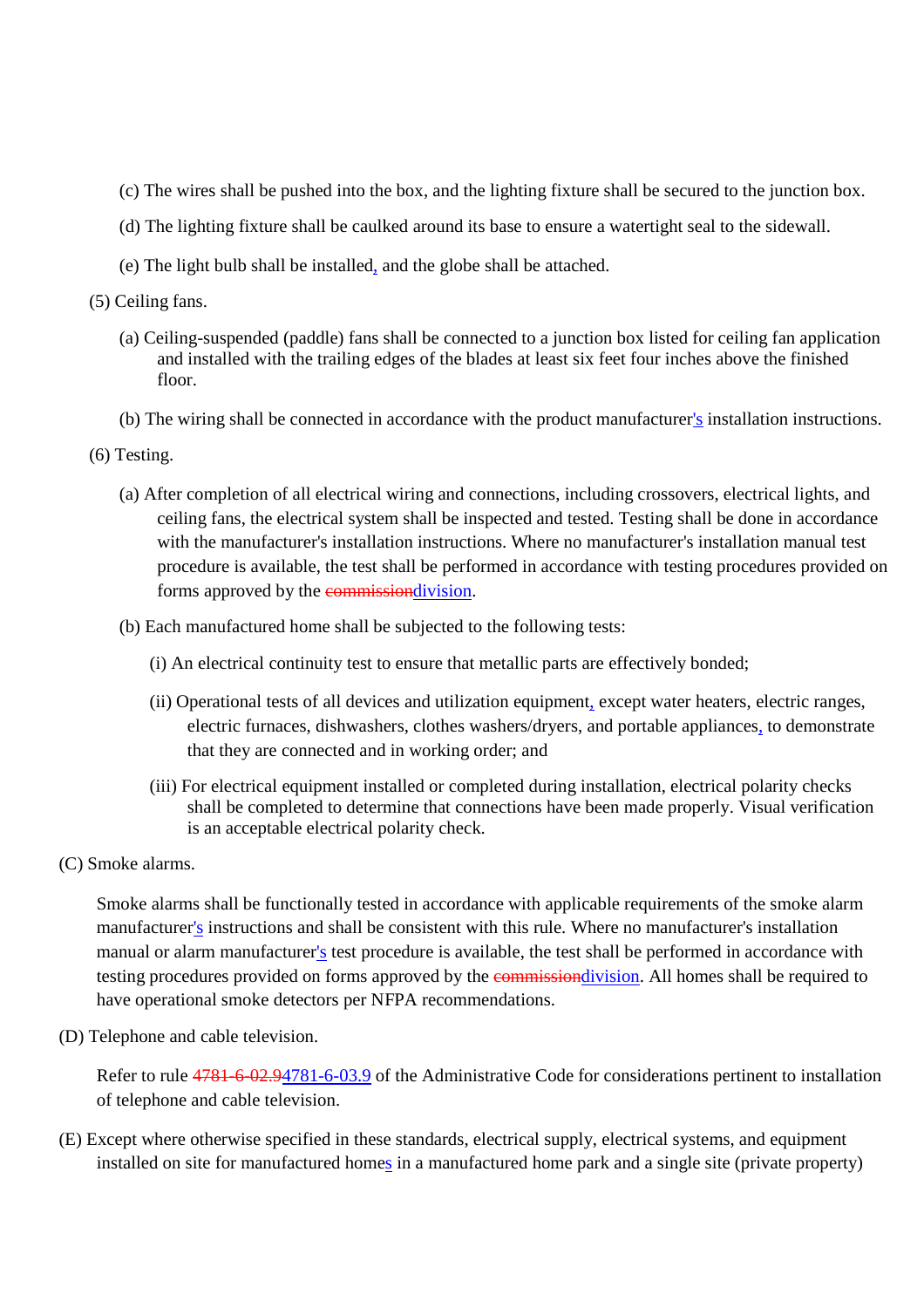(c) The wires shall be pushed into the box, and the lighting fixture shall be secured to the junction box.

(d) The lighting fixture shall be caulked around its base to ensure a watertight seal to the sidewall.

(e) The light bulb shall be installed, and the globe shall be attached.

(5) Ceiling fans.

(a) Ceiling-suspended (paddle) fans shall be connected to a junction box listed for ceiling fan application and installed with the trailing edges of the blades at least six feet four inches above the finished floor.

(b) The wiring shall be connected in accordance with the product manufacturer's installation instructions.

(6) Testing.

(a) After completion of all electrical wiring and connections, including crossovers, electrical lights, and ceiling fans, the electrical system shall be inspected and tested. Testing shall be done in accordance with the manufacturer's installation instructions. Where no manufacturer's installation manual test procedure is available, the test shall be performed in accordance with testing procedures provided on forms approved by the ~~commission~~division.

(b) Each manufactured home shall be subjected to the following tests:

(i) An electrical continuity test to ensure that metallic parts are effectively bonded;

(ii) Operational tests of all devices and utilization equipment, except water heaters, electric ranges, electric furnaces, dishwashers, clothes washers/dryers, and portable appliances, to demonstrate that they are connected and in working order; and

(iii) For electrical equipment installed or completed during installation, electrical polarity checks shall be completed to determine that connections have been made properly. Visual verification is an acceptable electrical polarity check.

(C) Smoke alarms.

Smoke alarms shall be functionally tested in accordance with applicable requirements of the smoke alarm manufacturer's instructions and shall be consistent with this rule. Where no manufacturer's installation manual or alarm manufacturer's test procedure is available, the test shall be performed in accordance with testing procedures provided on forms approved by the ~~commission~~division. All homes shall be required to have operational smoke detectors per NFPA recommendations.

(D) Telephone and cable television.

Refer to rule ~~4781-6-02.9~~4781-6-03.9 of the Administrative Code for considerations pertinent to installation of telephone and cable television.

(E) Except where otherwise specified in these standards, electrical supply, electrical systems, and equipment installed on site for manufactured homes in a manufactured home park and a single site (private property)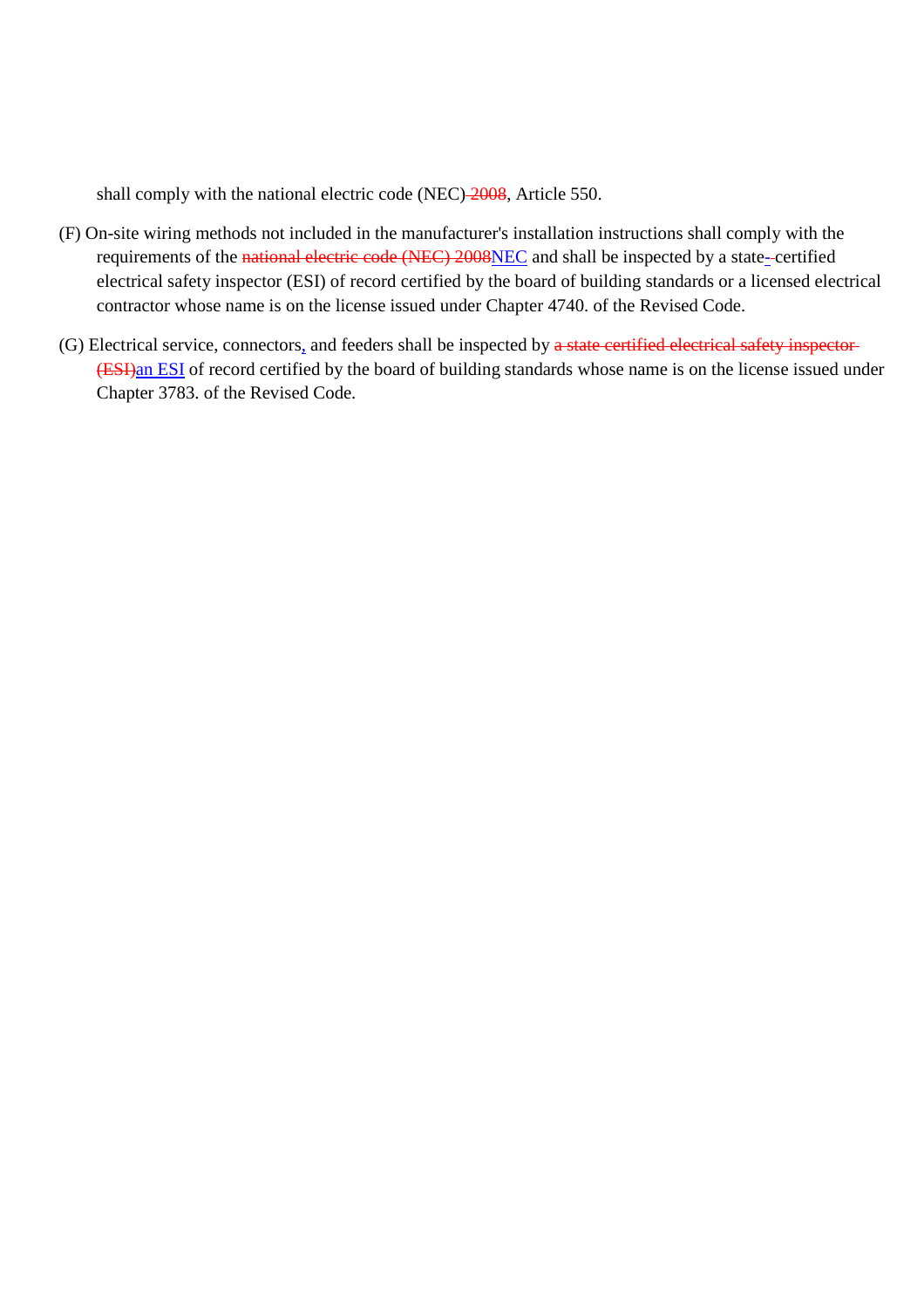shall comply with the national electric code (NEC) ~~2008~~, Article 550.

(F) On-site wiring methods not included in the manufacturer's installation instructions shall comply with the requirements of the ~~national electric code (NEC) 2008~~NEC and shall be inspected by a state-certified electrical safety inspector (ESI) of record certified by the board of building standards or a licensed electrical contractor whose name is on the license issued under Chapter 4740. of the Revised Code.

(G) Electrical service, connectors, and feeders shall be inspected by ~~a state certified electrical safety inspector (ESI)~~an ESI of record certified by the board of building standards whose name is on the license issued under Chapter 3783. of the Revised Code.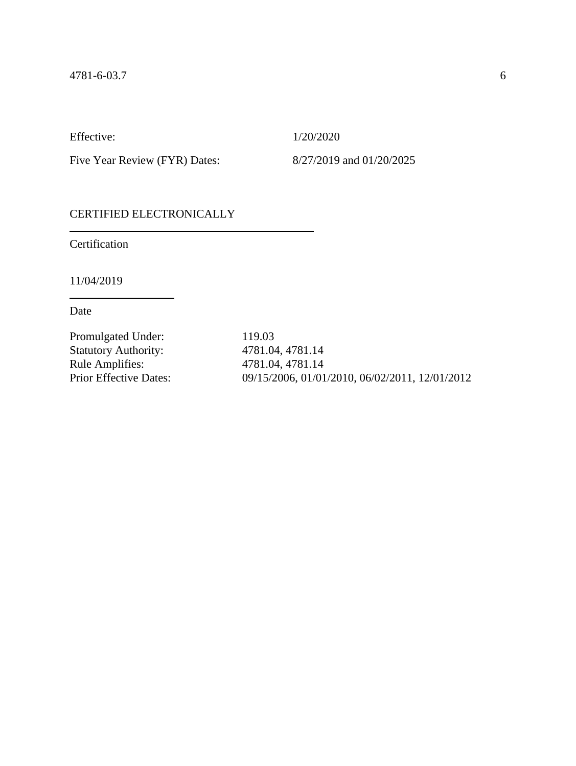| | |
|---|---|
| Effective: | 1/20/2020 |
| Five Year Review (FYR) Dates: | 8/27/2019 and 01/20/2025 |

CERTIFIED ELECTRONICALLY

Certification

11/04/2019

Date

| | |
|---|---|
| Promulgated Under: | 119.03 |
| Statutory Authority: | 4781.04, 4781.14 |
| Rule Amplifies: | 4781.04, 4781.14 |
| Prior Effective Dates: | 09/15/2006, 01/01/2010, 06/02/2011, 12/01/2012 |